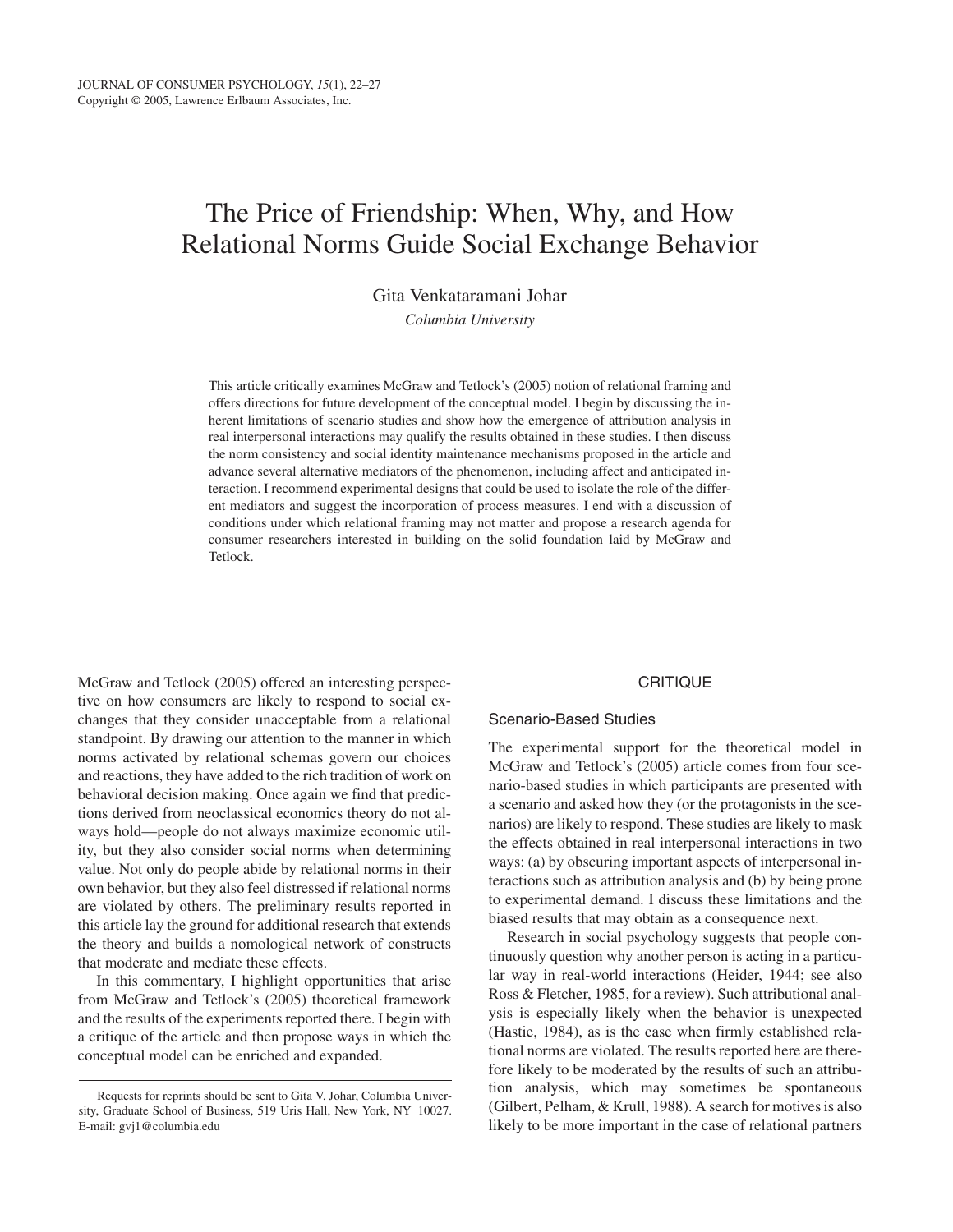# The Price of Friendship: When, Why, and How Relational Norms Guide Social Exchange Behavior

Gita Venkataramani Johar

*Columbia University*

This article critically examines McGraw and Tetlock's (2005) notion of relational framing and offers directions for future development of the conceptual model. I begin by discussing the inherent limitations of scenario studies and show how the emergence of attribution analysis in real interpersonal interactions may qualify the results obtained in these studies. I then discuss the norm consistency and social identity maintenance mechanisms proposed in the article and advance several alternative mediators of the phenomenon, including affect and anticipated interaction. I recommend experimental designs that could be used to isolate the role of the different mediators and suggest the incorporation of process measures. I end with a discussion of conditions under which relational framing may not matter and propose a research agenda for consumer researchers interested in building on the solid foundation laid by McGraw and Tetlock.

McGraw and Tetlock (2005) offered an interesting perspective on how consumers are likely to respond to social exchanges that they consider unacceptable from a relational standpoint. By drawing our attention to the manner in which norms activated by relational schemas govern our choices and reactions, they have added to the rich tradition of work on behavioral decision making. Once again we find that predictions derived from neoclassical economics theory do not always hold—people do not always maximize economic utility, but they also consider social norms when determining value. Not only do people abide by relational norms in their own behavior, but they also feel distressed if relational norms are violated by others. The preliminary results reported in this article lay the ground for additional research that extends the theory and builds a nomological network of constructs that moderate and mediate these effects.

In this commentary, I highlight opportunities that arise from McGraw and Tetlock's (2005) theoretical framework and the results of the experiments reported there. I begin with a critique of the article and then propose ways in which the conceptual model can be enriched and expanded.

Requests for reprints should be sent to Gita V. Johar, Columbia University, Graduate School of Business, 519 Uris Hall, New York, NY 10027. E-mail: gvj1@columbia.edu

## CRITIQUE

### Scenario-Based Studies

The experimental support for the theoretical model in McGraw and Tetlock's (2005) article comes from four scenario-based studies in which participants are presented with a scenario and asked how they (or the protagonists in the scenarios) are likely to respond. These studies are likely to mask the effects obtained in real interpersonal interactions in two ways: (a) by obscuring important aspects of interpersonal interactions such as attribution analysis and (b) by being prone to experimental demand. I discuss these limitations and the biased results that may obtain as a consequence next.

Research in social psychology suggests that people continuously question why another person is acting in a particular way in real-world interactions (Heider, 1944; see also Ross & Fletcher, 1985, for a review). Such attributional analysis is especially likely when the behavior is unexpected (Hastie, 1984), as is the case when firmly established relational norms are violated. The results reported here are therefore likely to be moderated by the results of such an attribution analysis, which may sometimes be spontaneous (Gilbert, Pelham, & Krull, 1988). A search for motives is also likely to be more important in the case of relational partners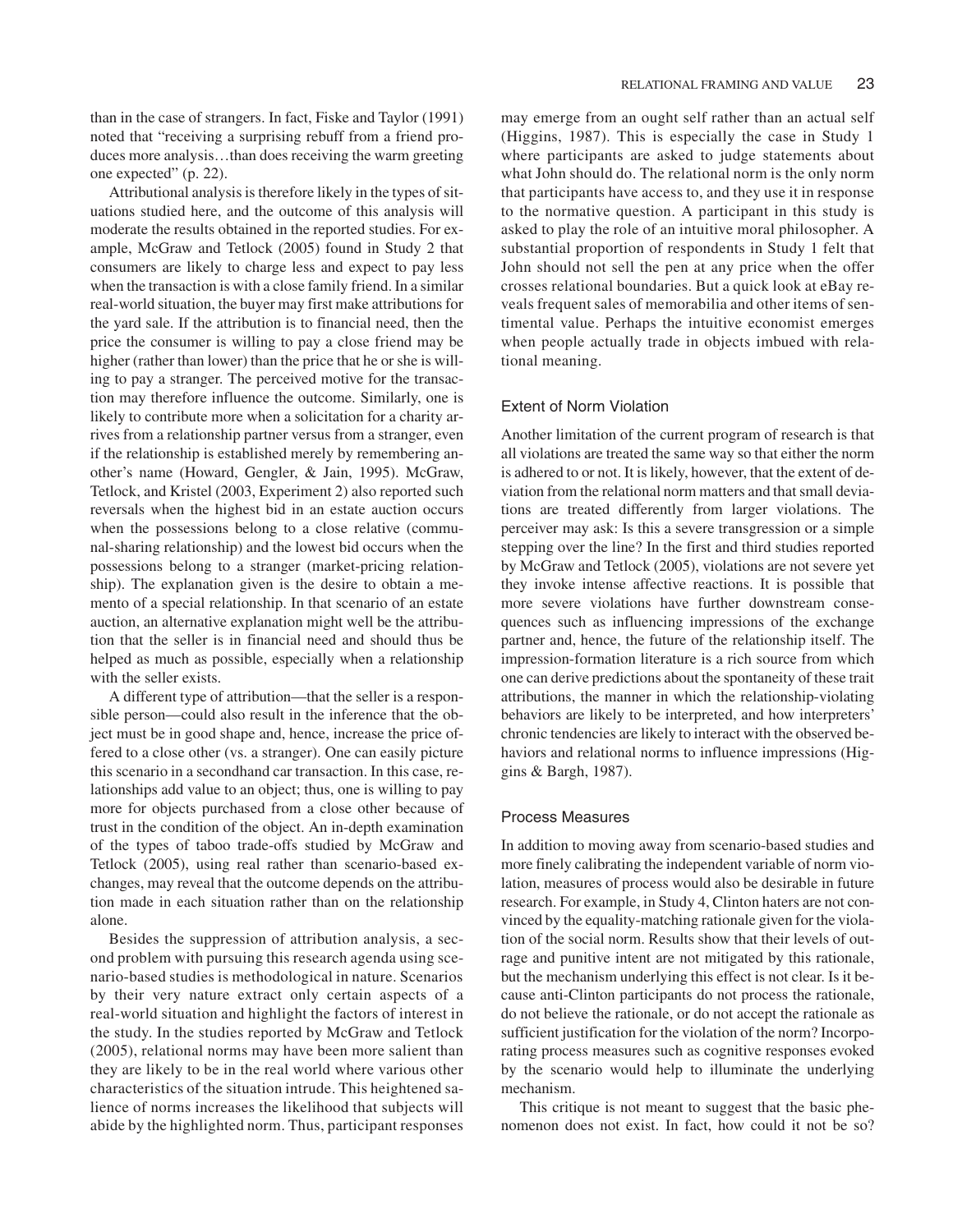than in the case of strangers. In fact, Fiske and Taylor (1991) noted that "receiving a surprising rebuff from a friend produces more analysis…than does receiving the warm greeting one expected" (p. 22).

Attributional analysis is therefore likely in the types of situations studied here, and the outcome of this analysis will moderate the results obtained in the reported studies. For example, McGraw and Tetlock (2005) found in Study 2 that consumers are likely to charge less and expect to pay less when the transaction is with a close family friend. In a similar real-world situation, the buyer may first make attributions for the yard sale. If the attribution is to financial need, then the price the consumer is willing to pay a close friend may be higher (rather than lower) than the price that he or she is willing to pay a stranger. The perceived motive for the transaction may therefore influence the outcome. Similarly, one is likely to contribute more when a solicitation for a charity arrives from a relationship partner versus from a stranger, even if the relationship is established merely by remembering another's name (Howard, Gengler, & Jain, 1995). McGraw, Tetlock, and Kristel (2003, Experiment 2) also reported such reversals when the highest bid in an estate auction occurs when the possessions belong to a close relative (communal-sharing relationship) and the lowest bid occurs when the possessions belong to a stranger (market-pricing relationship). The explanation given is the desire to obtain a memento of a special relationship. In that scenario of an estate auction, an alternative explanation might well be the attribution that the seller is in financial need and should thus be helped as much as possible, especially when a relationship with the seller exists.

A different type of attribution—that the seller is a responsible person—could also result in the inference that the object must be in good shape and, hence, increase the price offered to a close other (vs. a stranger). One can easily picture this scenario in a secondhand car transaction. In this case, relationships add value to an object; thus, one is willing to pay more for objects purchased from a close other because of trust in the condition of the object. An in-depth examination of the types of taboo trade-offs studied by McGraw and Tetlock (2005), using real rather than scenario-based exchanges, may reveal that the outcome depends on the attribution made in each situation rather than on the relationship alone.

Besides the suppression of attribution analysis, a second problem with pursuing this research agenda using scenario-based studies is methodological in nature. Scenarios by their very nature extract only certain aspects of a real-world situation and highlight the factors of interest in the study. In the studies reported by McGraw and Tetlock (2005), relational norms may have been more salient than they are likely to be in the real world where various other characteristics of the situation intrude. This heightened salience of norms increases the likelihood that subjects will abide by the highlighted norm. Thus, participant responses may emerge from an ought self rather than an actual self (Higgins, 1987). This is especially the case in Study 1 where participants are asked to judge statements about what John should do. The relational norm is the only norm that participants have access to, and they use it in response to the normative question. A participant in this study is asked to play the role of an intuitive moral philosopher. A substantial proportion of respondents in Study 1 felt that John should not sell the pen at any price when the offer crosses relational boundaries. But a quick look at eBay reveals frequent sales of memorabilia and other items of sentimental value. Perhaps the intuitive economist emerges when people actually trade in objects imbued with relational meaning.

## Extent of Norm Violation

Another limitation of the current program of research is that all violations are treated the same way so that either the norm is adhered to or not. It is likely, however, that the extent of deviation from the relational norm matters and that small deviations are treated differently from larger violations. The perceiver may ask: Is this a severe transgression or a simple stepping over the line? In the first and third studies reported by McGraw and Tetlock (2005), violations are not severe yet they invoke intense affective reactions. It is possible that more severe violations have further downstream consequences such as influencing impressions of the exchange partner and, hence, the future of the relationship itself. The impression-formation literature is a rich source from which one can derive predictions about the spontaneity of these trait attributions, the manner in which the relationship-violating behaviors are likely to be interpreted, and how interpreters' chronic tendencies are likely to interact with the observed behaviors and relational norms to influence impressions (Higgins & Bargh, 1987).

## Process Measures

In addition to moving away from scenario-based studies and more finely calibrating the independent variable of norm violation, measures of process would also be desirable in future research. For example, in Study 4, Clinton haters are not convinced by the equality-matching rationale given for the violation of the social norm. Results show that their levels of outrage and punitive intent are not mitigated by this rationale, but the mechanism underlying this effect is not clear. Is it because anti-Clinton participants do not process the rationale, do not believe the rationale, or do not accept the rationale as sufficient justification for the violation of the norm? Incorporating process measures such as cognitive responses evoked by the scenario would help to illuminate the underlying mechanism.

This critique is not meant to suggest that the basic phenomenon does not exist. In fact, how could it not be so?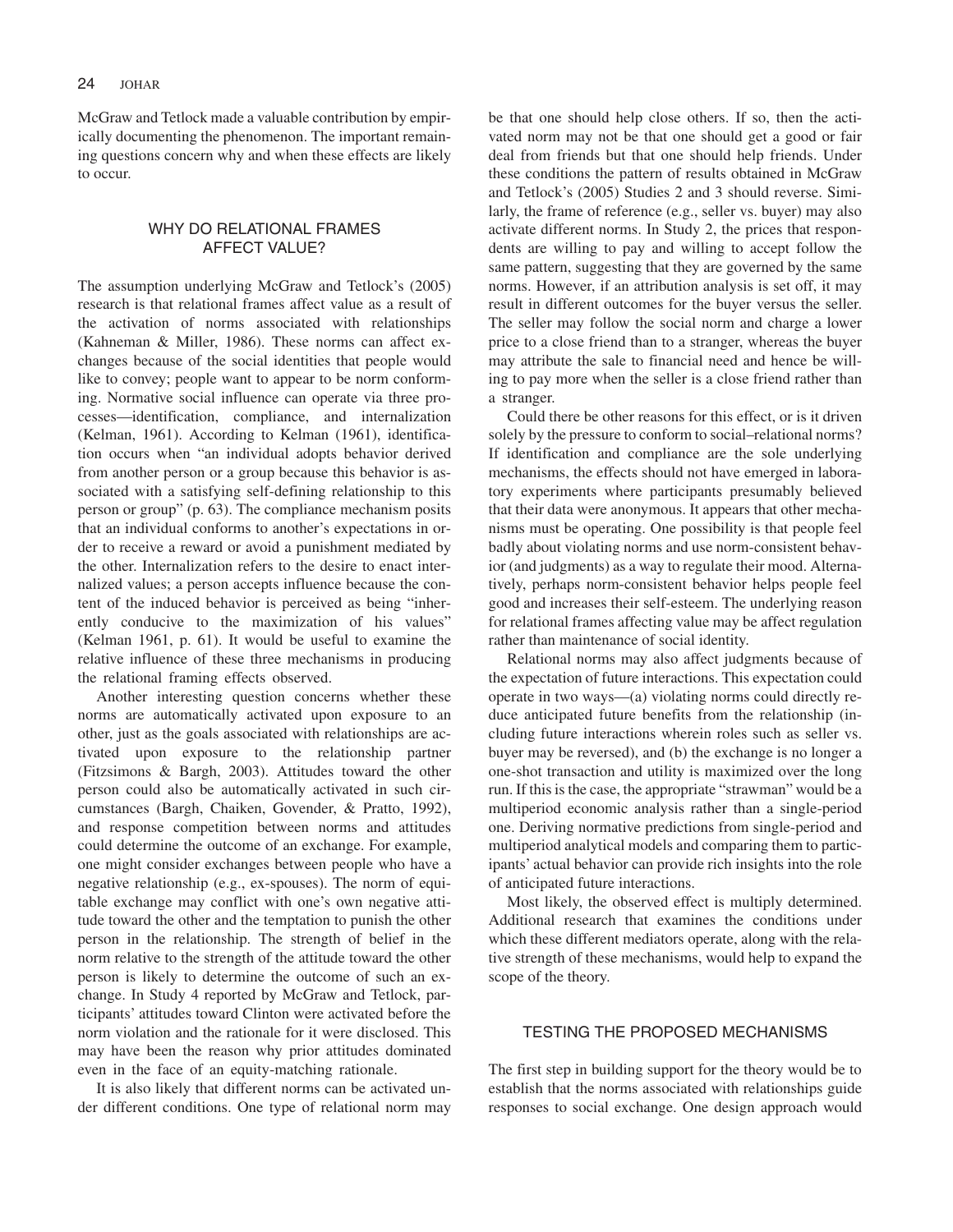McGraw and Tetlock made a valuable contribution by empirically documenting the phenomenon. The important remaining questions concern why and when these effects are likely to occur.

## WHY DO RELATIONAL FRAMES AFFECT VALUE?

The assumption underlying McGraw and Tetlock's (2005) research is that relational frames affect value as a result of the activation of norms associated with relationships (Kahneman & Miller, 1986). These norms can affect exchanges because of the social identities that people would like to convey; people want to appear to be norm conforming. Normative social influence can operate via three processes—identification, compliance, and internalization (Kelman, 1961). According to Kelman (1961), identification occurs when "an individual adopts behavior derived from another person or a group because this behavior is associated with a satisfying self-defining relationship to this person or group" (p. 63). The compliance mechanism posits that an individual conforms to another's expectations in order to receive a reward or avoid a punishment mediated by the other. Internalization refers to the desire to enact internalized values; a person accepts influence because the content of the induced behavior is perceived as being "inherently conducive to the maximization of his values" (Kelman 1961, p. 61). It would be useful to examine the relative influence of these three mechanisms in producing the relational framing effects observed.

Another interesting question concerns whether these norms are automatically activated upon exposure to an other, just as the goals associated with relationships are activated upon exposure to the relationship partner (Fitzsimons & Bargh, 2003). Attitudes toward the other person could also be automatically activated in such circumstances (Bargh, Chaiken, Govender, & Pratto, 1992), and response competition between norms and attitudes could determine the outcome of an exchange. For example, one might consider exchanges between people who have a negative relationship (e.g., ex-spouses). The norm of equitable exchange may conflict with one's own negative attitude toward the other and the temptation to punish the other person in the relationship. The strength of belief in the norm relative to the strength of the attitude toward the other person is likely to determine the outcome of such an exchange. In Study 4 reported by McGraw and Tetlock, participants' attitudes toward Clinton were activated before the norm violation and the rationale for it were disclosed. This may have been the reason why prior attitudes dominated even in the face of an equity-matching rationale.

It is also likely that different norms can be activated under different conditions. One type of relational norm may be that one should help close others. If so, then the activated norm may not be that one should get a good or fair deal from friends but that one should help friends. Under these conditions the pattern of results obtained in McGraw and Tetlock's (2005) Studies 2 and 3 should reverse. Similarly, the frame of reference (e.g., seller vs. buyer) may also activate different norms. In Study 2, the prices that respondents are willing to pay and willing to accept follow the same pattern, suggesting that they are governed by the same norms. However, if an attribution analysis is set off, it may result in different outcomes for the buyer versus the seller. The seller may follow the social norm and charge a lower price to a close friend than to a stranger, whereas the buyer may attribute the sale to financial need and hence be willing to pay more when the seller is a close friend rather than a stranger.

Could there be other reasons for this effect, or is it driven solely by the pressure to conform to social–relational norms? If identification and compliance are the sole underlying mechanisms, the effects should not have emerged in laboratory experiments where participants presumably believed that their data were anonymous. It appears that other mechanisms must be operating. One possibility is that people feel badly about violating norms and use norm-consistent behavior (and judgments) as a way to regulate their mood. Alternatively, perhaps norm-consistent behavior helps people feel good and increases their self-esteem. The underlying reason for relational frames affecting value may be affect regulation rather than maintenance of social identity.

Relational norms may also affect judgments because of the expectation of future interactions. This expectation could operate in two ways—(a) violating norms could directly reduce anticipated future benefits from the relationship (including future interactions wherein roles such as seller vs. buyer may be reversed), and (b) the exchange is no longer a one-shot transaction and utility is maximized over the long run. If this is the case, the appropriate "strawman" would be a multiperiod economic analysis rather than a single-period one. Deriving normative predictions from single-period and multiperiod analytical models and comparing them to participants' actual behavior can provide rich insights into the role of anticipated future interactions.

Most likely, the observed effect is multiply determined. Additional research that examines the conditions under which these different mediators operate, along with the relative strength of these mechanisms, would help to expand the scope of the theory.

## TESTING THE PROPOSED MECHANISMS

The first step in building support for the theory would be to establish that the norms associated with relationships guide responses to social exchange. One design approach would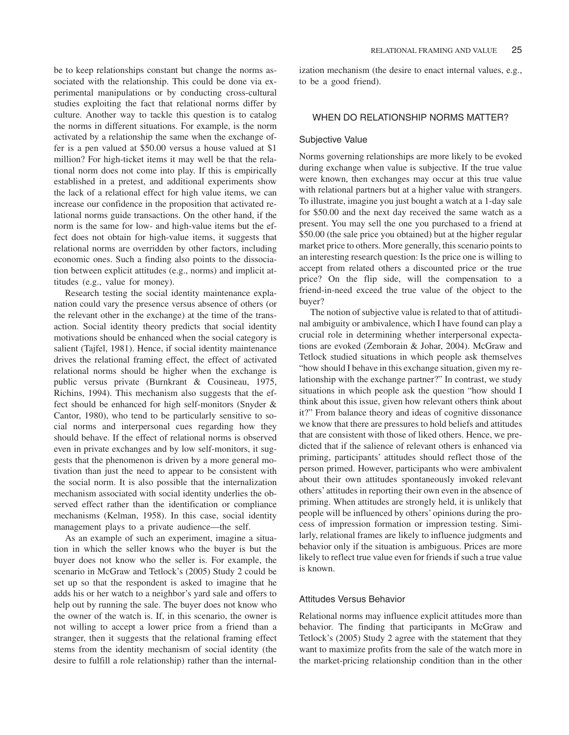be to keep relationships constant but change the norms associated with the relationship. This could be done via experimental manipulations or by conducting cross-cultural studies exploiting the fact that relational norms differ by culture. Another way to tackle this question is to catalog the norms in different situations. For example, is the norm activated by a relationship the same when the exchange offer is a pen valued at $50.00 versus a house valued at $1 million? For high-ticket items it may well be that the relational norm does not come into play. If this is empirically established in a pretest, and additional experiments show the lack of a relational effect for high value items, we can increase our confidence in the proposition that activated relational norms guide transactions. On the other hand, if the norm is the same for low- and high-value items but the effect does not obtain for high-value items, it suggests that relational norms are overridden by other factors, including economic ones. Such a finding also points to the dissociation between explicit attitudes (e.g., norms) and implicit attitudes (e.g., value for money).

Research testing the social identity maintenance explanation could vary the presence versus absence of others (or the relevant other in the exchange) at the time of the transaction. Social identity theory predicts that social identity motivations should be enhanced when the social category is salient (Tajfel, 1981). Hence, if social identity maintenance drives the relational framing effect, the effect of activated relational norms should be higher when the exchange is public versus private (Burnkrant & Cousineau, 1975, Richins, 1994). This mechanism also suggests that the effect should be enhanced for high self-monitors (Snyder & Cantor, 1980), who tend to be particularly sensitive to social norms and interpersonal cues regarding how they should behave. If the effect of relational norms is observed even in private exchanges and by low self-monitors, it suggests that the phenomenon is driven by a more general motivation than just the need to appear to be consistent with the social norm. It is also possible that the internalization mechanism associated with social identity underlies the observed effect rather than the identification or compliance mechanisms (Kelman, 1958). In this case, social identity management plays to a private audience—the self.

As an example of such an experiment, imagine a situation in which the seller knows who the buyer is but the buyer does not know who the seller is. For example, the scenario in McGraw and Tetlock's (2005) Study 2 could be set up so that the respondent is asked to imagine that he adds his or her watch to a neighbor's yard sale and offers to help out by running the sale. The buyer does not know who the owner of the watch is. If, in this scenario, the owner is not willing to accept a lower price from a friend than a stranger, then it suggests that the relational framing effect stems from the identity mechanism of social identity (the desire to fulfill a role relationship) rather than the internalization mechanism (the desire to enact internal values, e.g., to be a good friend).

## WHEN DO RELATIONSHIP NORMS MATTER?

### Subjective Value

Norms governing relationships are more likely to be evoked during exchange when value is subjective. If the true value were known, then exchanges may occur at this true value with relational partners but at a higher value with strangers. To illustrate, imagine you just bought a watch at a 1-day sale for $50.00 and the next day received the same watch as a present. You may sell the one you purchased to a friend at $50.00 (the sale price you obtained) but at the higher regular market price to others. More generally, this scenario points to an interesting research question: Is the price one is willing to accept from related others a discounted price or the true price? On the flip side, will the compensation to a friend-in-need exceed the true value of the object to the buyer?

The notion of subjective value is related to that of attitudinal ambiguity or ambivalence, which I have found can play a crucial role in determining whether interpersonal expectations are evoked (Zemborain & Johar, 2004). McGraw and Tetlock studied situations in which people ask themselves "how should I behave in this exchange situation, given my relationship with the exchange partner?" In contrast, we study situations in which people ask the question "how should I think about this issue, given how relevant others think about it?" From balance theory and ideas of cognitive dissonance we know that there are pressures to hold beliefs and attitudes that are consistent with those of liked others. Hence, we predicted that if the salience of relevant others is enhanced via priming, participants' attitudes should reflect those of the person primed. However, participants who were ambivalent about their own attitudes spontaneously invoked relevant others' attitudes in reporting their own even in the absence of priming. When attitudes are strongly held, it is unlikely that people will be influenced by others' opinions during the process of impression formation or impression testing. Similarly, relational frames are likely to influence judgments and behavior only if the situation is ambiguous. Prices are more likely to reflect true value even for friends if such a true value is known.

### Attitudes Versus Behavior

Relational norms may influence explicit attitudes more than behavior. The finding that participants in McGraw and Tetlock's (2005) Study 2 agree with the statement that they want to maximize profits from the sale of the watch more in the market-pricing relationship condition than in the other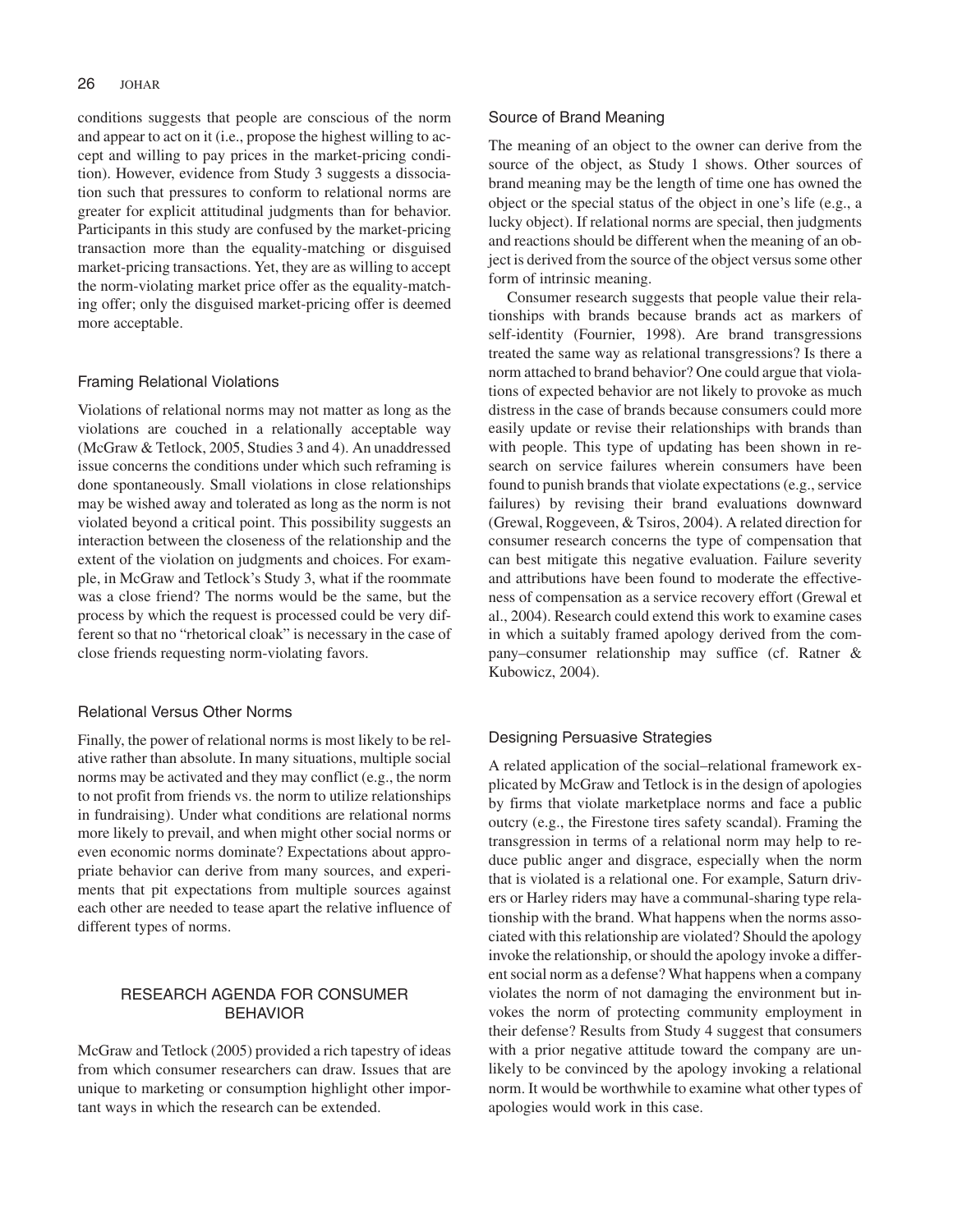conditions suggests that people are conscious of the norm and appear to act on it (i.e., propose the highest willing to accept and willing to pay prices in the market-pricing condition). However, evidence from Study 3 suggests a dissociation such that pressures to conform to relational norms are greater for explicit attitudinal judgments than for behavior. Participants in this study are confused by the market-pricing transaction more than the equality-matching or disguised market-pricing transactions. Yet, they are as willing to accept the norm-violating market price offer as the equality-matching offer; only the disguised market-pricing offer is deemed more acceptable.

### Framing Relational Violations

Violations of relational norms may not matter as long as the violations are couched in a relationally acceptable way (McGraw & Tetlock, 2005, Studies 3 and 4). An unaddressed issue concerns the conditions under which such reframing is done spontaneously. Small violations in close relationships may be wished away and tolerated as long as the norm is not violated beyond a critical point. This possibility suggests an interaction between the closeness of the relationship and the extent of the violation on judgments and choices. For example, in McGraw and Tetlock's Study 3, what if the roommate was a close friend? The norms would be the same, but the process by which the request is processed could be very different so that no "rhetorical cloak" is necessary in the case of close friends requesting norm-violating favors.

### Relational Versus Other Norms

Finally, the power of relational norms is most likely to be relative rather than absolute. In many situations, multiple social norms may be activated and they may conflict (e.g., the norm to not profit from friends vs. the norm to utilize relationships in fundraising). Under what conditions are relational norms more likely to prevail, and when might other social norms or even economic norms dominate? Expectations about appropriate behavior can derive from many sources, and experiments that pit expectations from multiple sources against each other are needed to tease apart the relative influence of different types of norms.

## RESEARCH AGENDA FOR CONSUMER BEHAVIOR

McGraw and Tetlock (2005) provided a rich tapestry of ideas from which consumer researchers can draw. Issues that are unique to marketing or consumption highlight other important ways in which the research can be extended.

### Source of Brand Meaning

The meaning of an object to the owner can derive from the source of the object, as Study 1 shows. Other sources of brand meaning may be the length of time one has owned the object or the special status of the object in one's life (e.g., a lucky object). If relational norms are special, then judgments and reactions should be different when the meaning of an object is derived from the source of the object versus some other form of intrinsic meaning.

Consumer research suggests that people value their relationships with brands because brands act as markers of self-identity (Fournier, 1998). Are brand transgressions treated the same way as relational transgressions? Is there a norm attached to brand behavior? One could argue that violations of expected behavior are not likely to provoke as much distress in the case of brands because consumers could more easily update or revise their relationships with brands than with people. This type of updating has been shown in research on service failures wherein consumers have been found to punish brands that violate expectations (e.g., service failures) by revising their brand evaluations downward (Grewal, Roggeveen, & Tsiros, 2004). A related direction for consumer research concerns the type of compensation that can best mitigate this negative evaluation. Failure severity and attributions have been found to moderate the effectiveness of compensation as a service recovery effort (Grewal et al., 2004). Research could extend this work to examine cases in which a suitably framed apology derived from the company–consumer relationship may suffice (cf. Ratner & Kubowicz, 2004).

### Designing Persuasive Strategies

A related application of the social–relational framework explicated by McGraw and Tetlock is in the design of apologies by firms that violate marketplace norms and face a public outcry (e.g., the Firestone tires safety scandal). Framing the transgression in terms of a relational norm may help to reduce public anger and disgrace, especially when the norm that is violated is a relational one. For example, Saturn drivers or Harley riders may have a communal-sharing type relationship with the brand. What happens when the norms associated with this relationship are violated? Should the apology invoke the relationship, or should the apology invoke a different social norm as a defense? What happens when a company violates the norm of not damaging the environment but invokes the norm of protecting community employment in their defense? Results from Study 4 suggest that consumers with a prior negative attitude toward the company are unlikely to be convinced by the apology invoking a relational norm. It would be worthwhile to examine what other types of apologies would work in this case.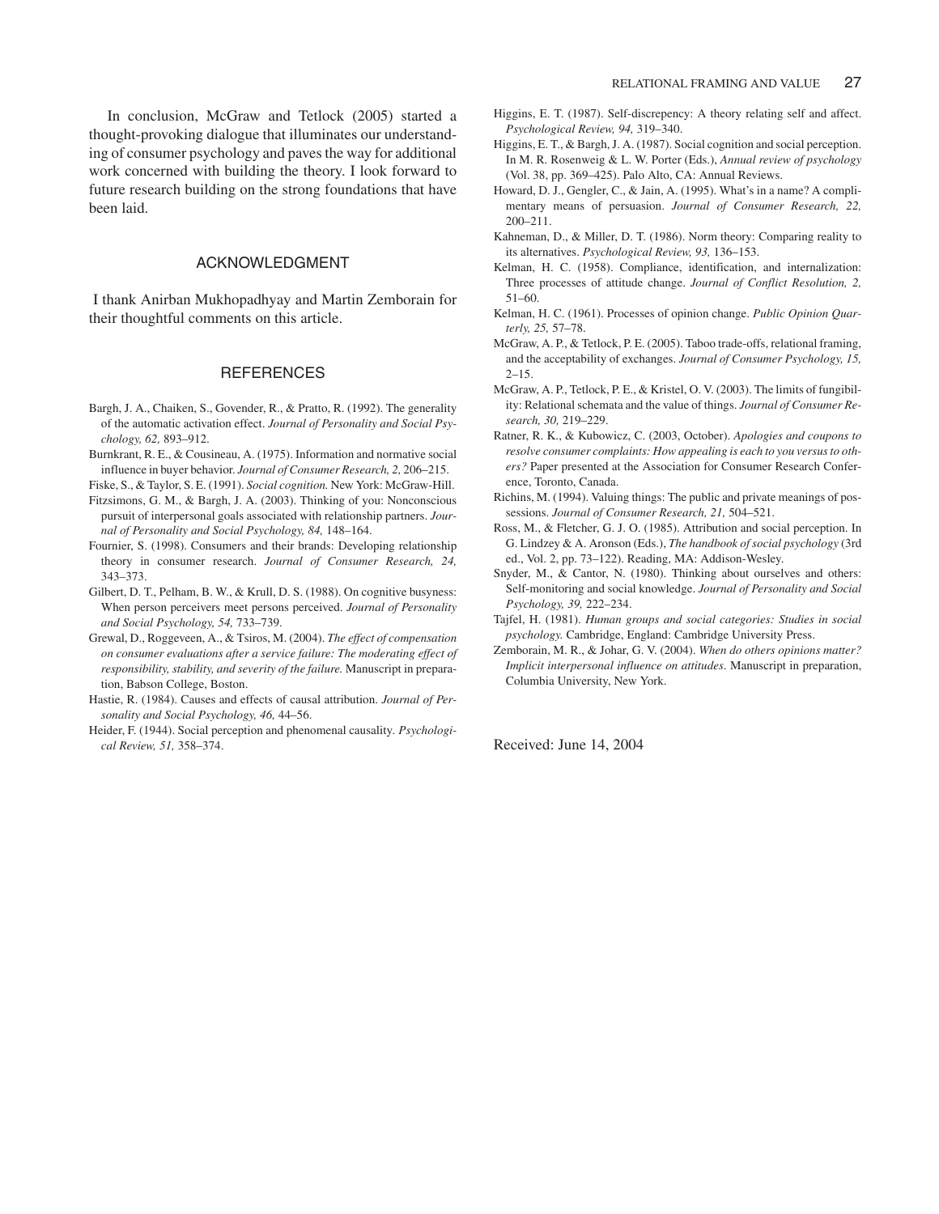In conclusion, McGraw and Tetlock (2005) started a thought-provoking dialogue that illuminates our understanding of consumer psychology and paves the way for additional work concerned with building the theory. I look forward to future research building on the strong foundations that have been laid.

## ACKNOWLEDGMENT

I thank Anirban Mukhopadhyay and Martin Zemborain for their thoughtful comments on this article.

## REFERENCES

Bargh, J. A., Chaiken, S., Govender, R., & Pratto, R. (1992). The generality of the automatic activation effect. *Journal of Personality and Social Psychology, 62,* 893–912.

Burnkrant, R. E., & Cousineau, A. (1975). Information and normative social influence in buyer behavior. *Journal of Consumer Research, 2,* 206–215.

Fiske, S., & Taylor, S. E. (1991). *Social cognition.* New York: McGraw-Hill.

Fitzsimons, G. M., & Bargh, J. A. (2003). Thinking of you: Nonconscious pursuit of interpersonal goals associated with relationship partners. *Journal of Personality and Social Psychology, 84,* 148–164.

Fournier, S. (1998). Consumers and their brands: Developing relationship theory in consumer research. *Journal of Consumer Research, 24,* 343–373.

Gilbert, D. T., Pelham, B. W., & Krull, D. S. (1988). On cognitive busyness: When person perceivers meet persons perceived. *Journal of Personality and Social Psychology, 54,* 733–739.

Grewal, D., Roggeveen, A., & Tsiros, M. (2004). *The effect of compensation on consumer evaluations after a service failure: The moderating effect of responsibility, stability, and severity of the failure.* Manuscript in preparation, Babson College, Boston.

Hastie, R. (1984). Causes and effects of causal attribution. *Journal of Personality and Social Psychology, 46,* 44–56.

Heider, F. (1944). Social perception and phenomenal causality. *Psychological Review, 51,* 358–374.

Higgins, E. T. (1987). Self-discrepency: A theory relating self and affect. *Psychological Review, 94,* 319–340.

Higgins, E. T., & Bargh, J. A. (1987). Social cognition and social perception. In M. R. Rosenweig & L. W. Porter (Eds.), *Annual review of psychology* (Vol. 38, pp. 369–425). Palo Alto, CA: Annual Reviews.

Howard, D. J., Gengler, C., & Jain, A. (1995). What's in a name? A complimentary means of persuasion. *Journal of Consumer Research, 22,* 200–211.

Kahneman, D., & Miller, D. T. (1986). Norm theory: Comparing reality to its alternatives. *Psychological Review, 93,* 136–153.

Kelman, H. C. (1958). Compliance, identification, and internalization: Three processes of attitude change. *Journal of Conflict Resolution, 2,* 51–60.

Kelman, H. C. (1961). Processes of opinion change. *Public Opinion Quarterly, 25,* 57–78.

McGraw, A. P., & Tetlock, P. E. (2005). Taboo trade-offs, relational framing, and the acceptability of exchanges. *Journal of Consumer Psychology, 15,* 2–15.

McGraw, A. P., Tetlock, P. E., & Kristel, O. V. (2003). The limits of fungibility: Relational schemata and the value of things. *Journal of Consumer Research, 30,* 219–229.

Ratner, R. K., & Kubowicz, C. (2003, October). *Apologies and coupons to resolve consumer complaints: How appealing is each to you versus to others?* Paper presented at the Association for Consumer Research Conference, Toronto, Canada.

Richins, M. (1994). Valuing things: The public and private meanings of possessions. *Journal of Consumer Research, 21,* 504–521.

Ross, M., & Fletcher, G. J. O. (1985). Attribution and social perception. In G. Lindzey & A. Aronson (Eds.), *The handbook of social psychology* (3rd ed., Vol. 2, pp. 73–122). Reading, MA: Addison-Wesley.

Snyder, M., & Cantor, N. (1980). Thinking about ourselves and others: Self-monitoring and social knowledge. *Journal of Personality and Social Psychology, 39,* 222–234.

Tajfel, H. (1981). *Human groups and social categories: Studies in social psychology.* Cambridge, England: Cambridge University Press.

Zemborain, M. R., & Johar, G. V. (2004). *When do others opinions matter? Implicit interpersonal influence on attitudes*. Manuscript in preparation, Columbia University, New York.

Received: June 14, 2004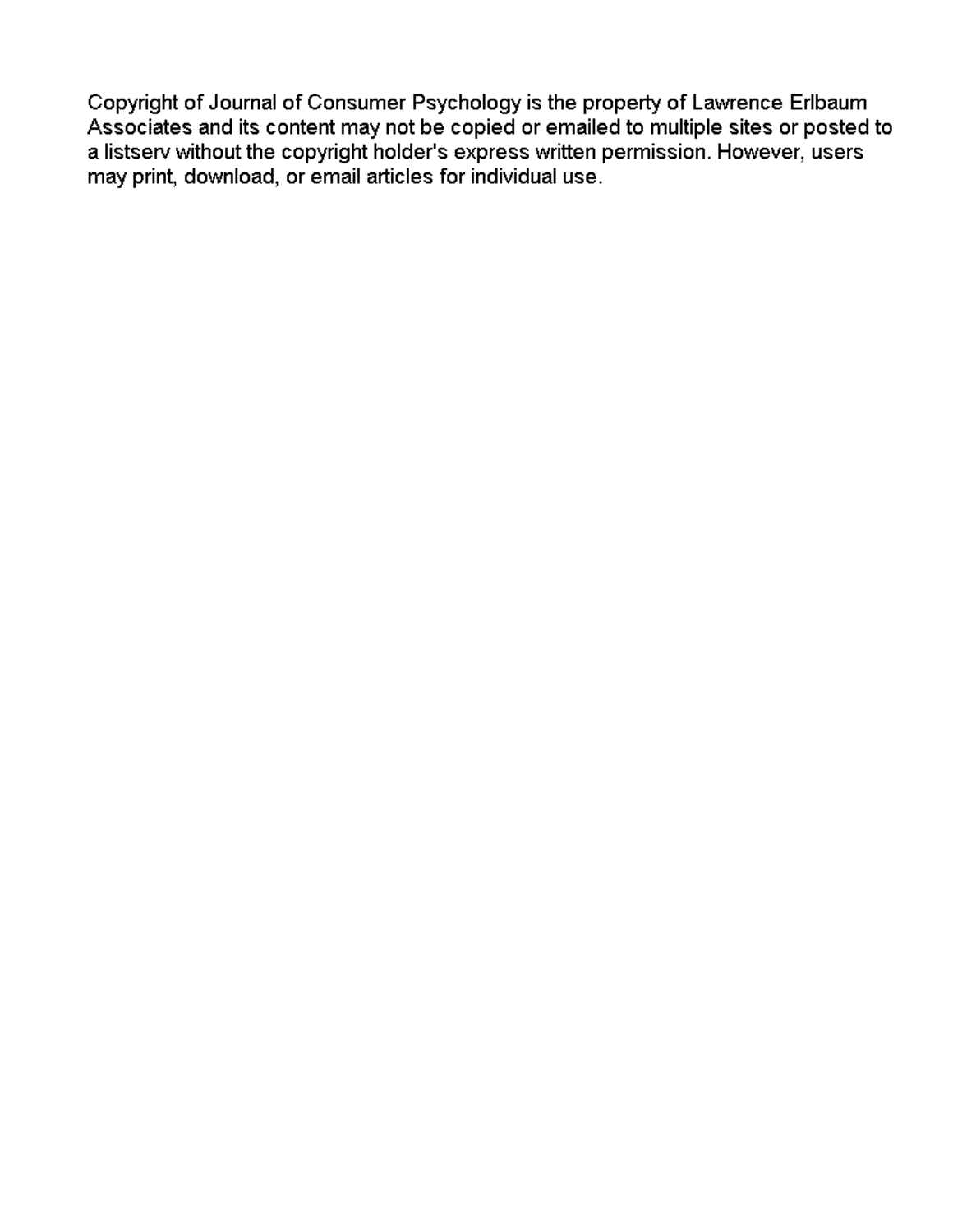Copyright of Journal of Consumer Psychology is the property of Lawrence Erlbaum Associates and its content may not be copied or emailed to multiple sites or posted to a listserv without the copyright holder's express written permission. However, users may print, download, or email articles for individual use.